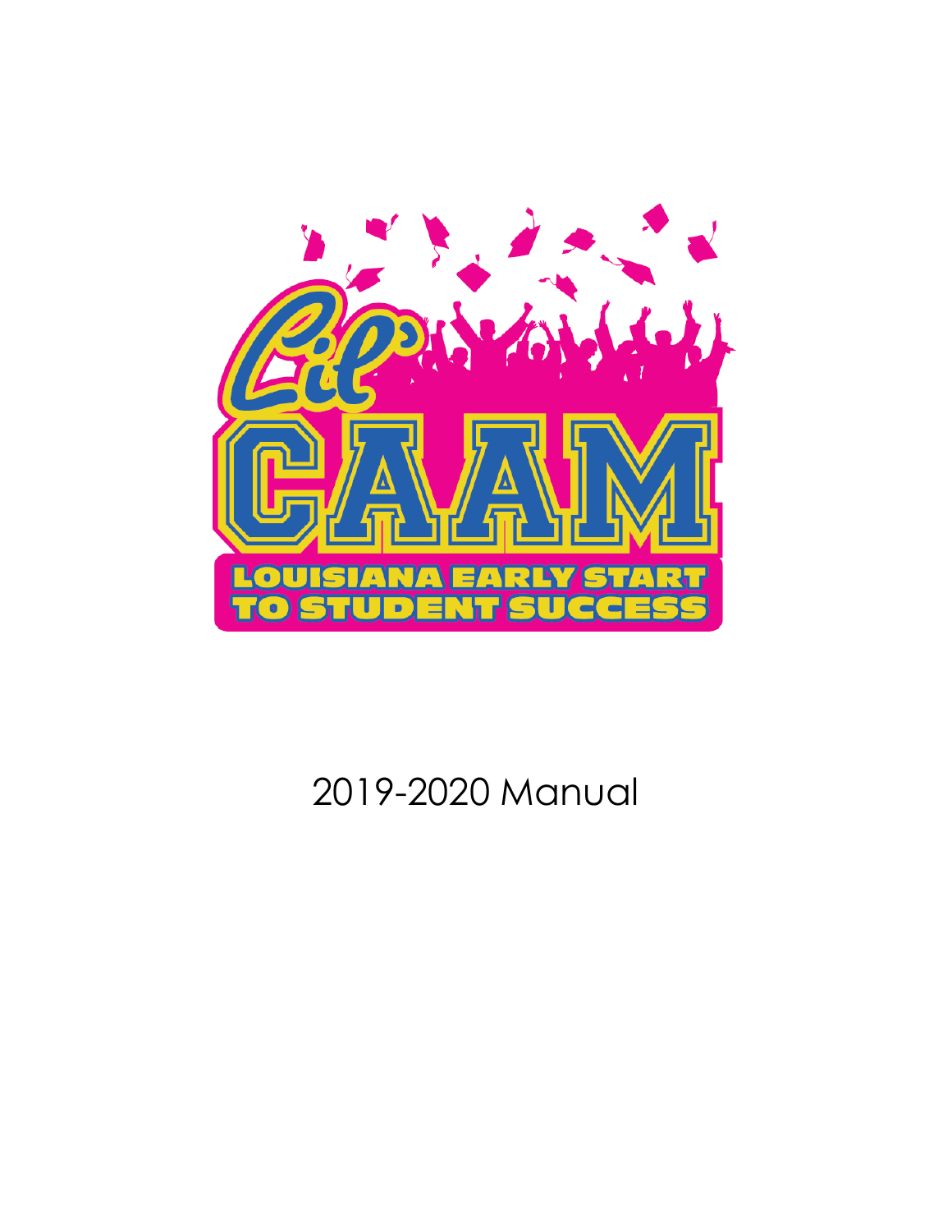Lil' CAAM

LOUISIANA EARLY START TO STUDENT SUCCESS

2019-2020 Manual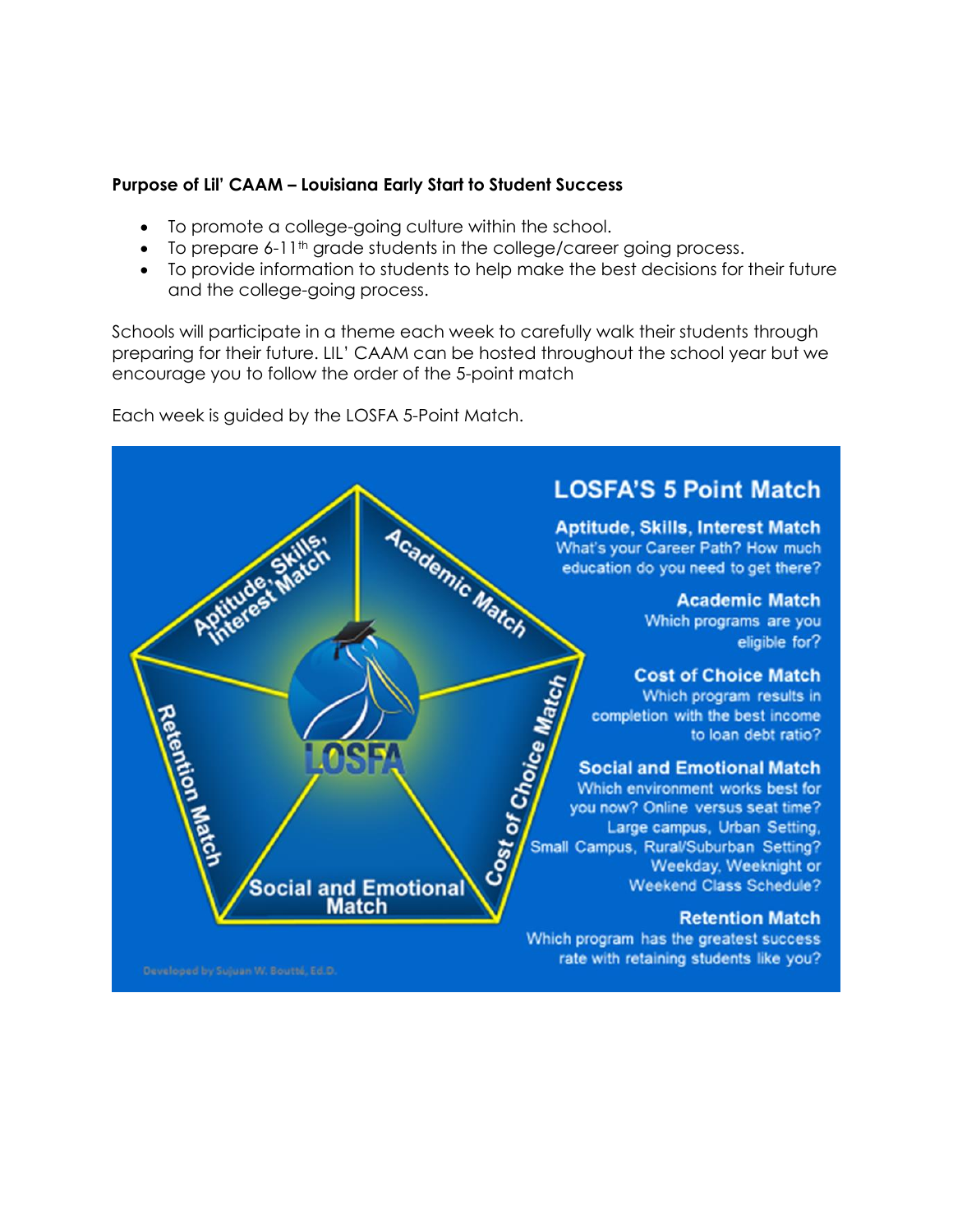**Purpose of Lil' CAAM – Louisiana Early Start to Student Success**

- To promote a college-going culture within the school.
- To prepare 6-11th grade students in the college/career going process.
- To provide information to students to help make the best decisions for their future and the college-going process.

Schools will participate in a theme each week to carefully walk their students through preparing for their future. LIL' CAAM can be hosted throughout the school year but we encourage you to follow the order of the 5-point match

Each week is guided by the LOSFA 5-Point Match.

## LOSFA'S 5 Point Match

**Aptitude, Skills, Interest Match**
What's your Career Path? How much education do you need to get there?

**Academic Match**
Which programs are you eligible for?

**Cost of Choice Match**
Which program results in completion with the best income to loan debt ratio?

**Social and Emotional Match**
Which environment works best for you now? Online versus seat time? Large campus, Urban Setting, Small Campus, Rural/Suburban Setting? Weekday, Weeknight or Weekend Class Schedule?

**Retention Match**
Which program has the greatest success rate with retaining students like you?

Developed by Sujuan W. Boutté, Ed.D.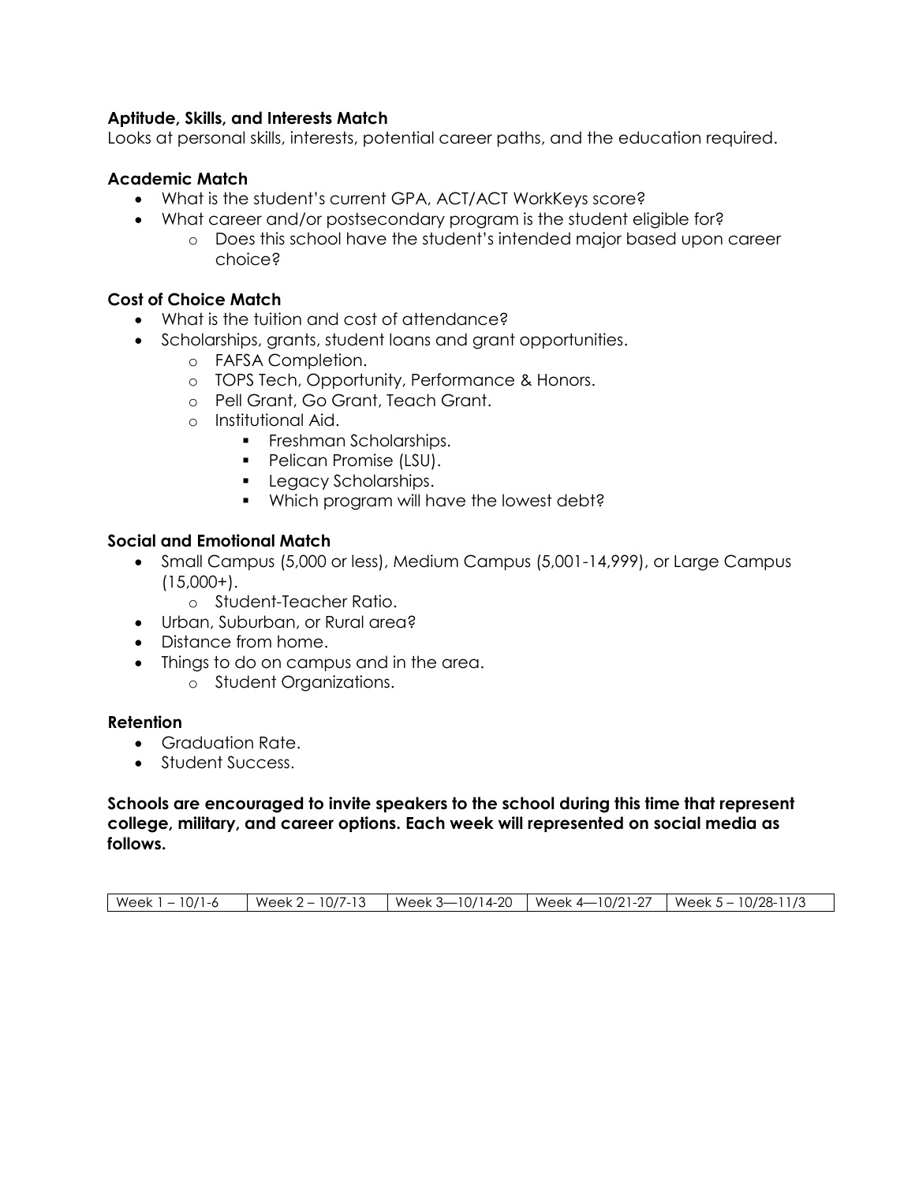**Aptitude, Skills, and Interests Match**

Looks at personal skills, interests, potential career paths, and the education required.

**Academic Match**

- What is the student's current GPA, ACT/ACT WorkKeys score?
- What career and/or postsecondary program is the student eligible for?
  - Does this school have the student's intended major based upon career choice?

**Cost of Choice Match**

- What is the tuition and cost of attendance?
- Scholarships, grants, student loans and grant opportunities.
  - FAFSA Completion.
  - TOPS Tech, Opportunity, Performance & Honors.
  - Pell Grant, Go Grant, Teach Grant.
  - Institutional Aid.
    - Freshman Scholarships.
    - Pelican Promise (LSU).
    - Legacy Scholarships.
    - Which program will have the lowest debt?

**Social and Emotional Match**

- Small Campus (5,000 or less), Medium Campus (5,001-14,999), or Large Campus (15,000+).
  - Student-Teacher Ratio.
- Urban, Suburban, or Rural area?
- Distance from home.
- Things to do on campus and in the area.
  - Student Organizations.

**Retention**

- Graduation Rate.
- Student Success.

**Schools are encouraged to invite speakers to the school during this time that represent college, military, and career options. Each week will represented on social media as follows.**

| Week 1 – 10/1-6 | Week 2 – 10/7-13 | Week 3—10/14-20 | Week 4—10/21-27 | Week 5 – 10/28-11/3 |
|---|---|---|---|---|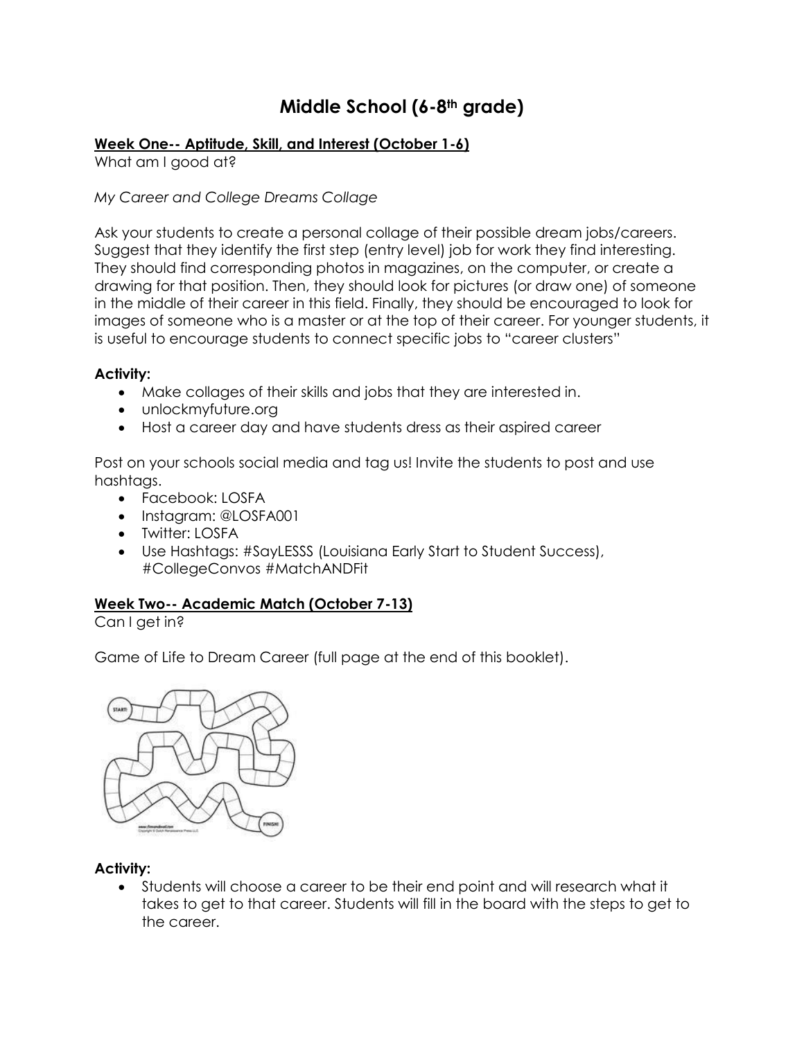# Middle School (6-8th grade)

**Week One-- Aptitude, Skill, and Interest (October 1-6)**

What am I good at?

*My Career and College Dreams Collage*

Ask your students to create a personal collage of their possible dream jobs/careers. Suggest that they identify the first step (entry level) job for work they find interesting. They should find corresponding photos in magazines, on the computer, or create a drawing for that position. Then, they should look for pictures (or draw one) of someone in the middle of their career in this field. Finally, they should be encouraged to look for images of someone who is a master or at the top of their career. For younger students, it is useful to encourage students to connect specific jobs to "career clusters"

**Activity:**

- Make collages of their skills and jobs that they are interested in.
- unlockmyfuture.org
- Host a career day and have students dress as their aspired career

Post on your schools social media and tag us! Invite the students to post and use hashtags.

- Facebook: LOSFA
- Instagram: @LOSFA001
- Twitter: LOSFA
- Use Hashtags: #SayLESSS (Louisiana Early Start to Student Success), #CollegeConvos #MatchANDFit

**Week Two-- Academic Match (October 7-13)**

Can I get in?

Game of Life to Dream Career (full page at the end of this booklet).

**Activity:**

- Students will choose a career to be their end point and will research what it takes to get to that career. Students will fill in the board with the steps to get to the career.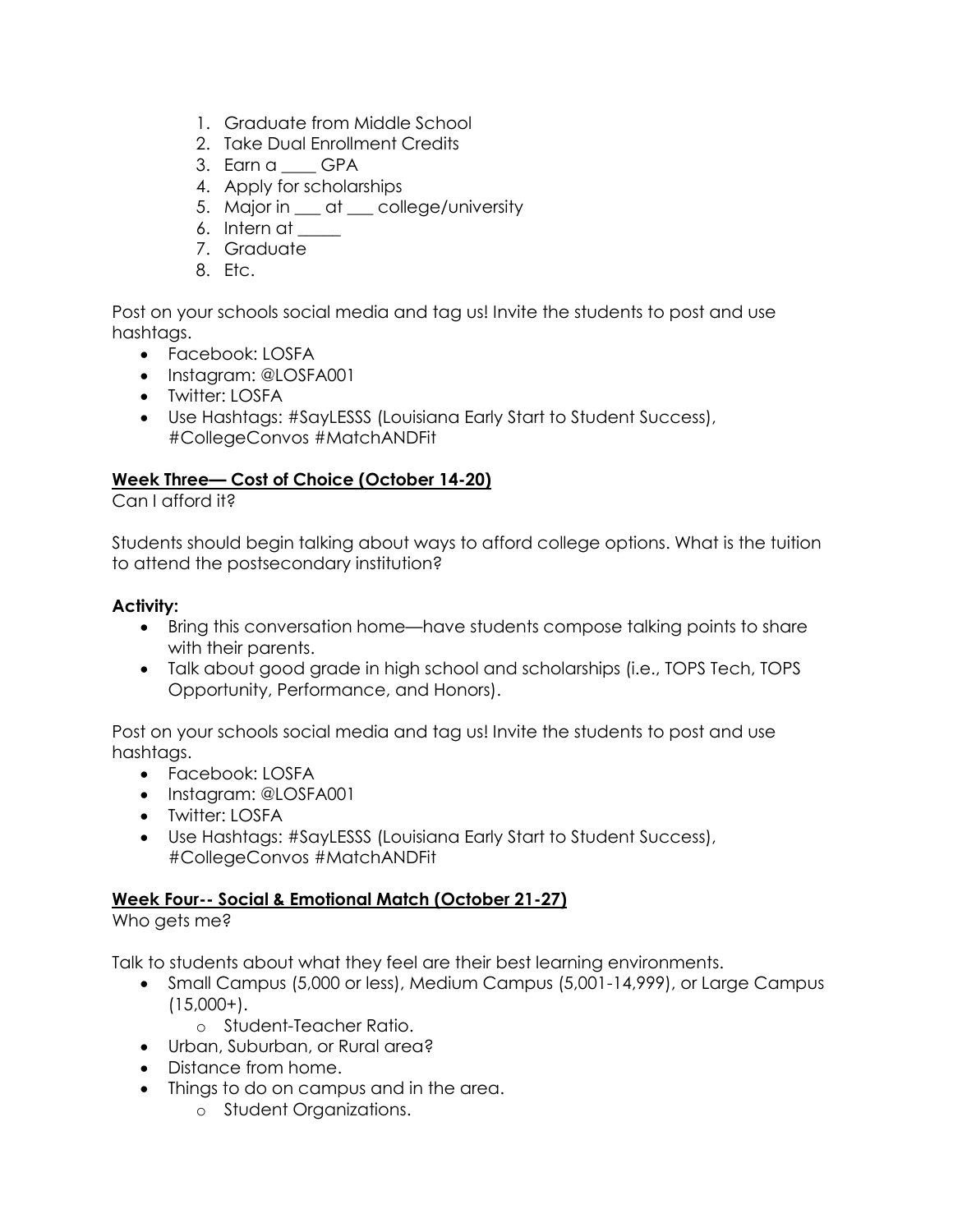1. Graduate from Middle School
2. Take Dual Enrollment Credits
3. Earn a ____ GPA
4. Apply for scholarships
5. Major in ___ at ___ college/university
6. Intern at _____
7. Graduate
8. Etc.

Post on your schools social media and tag us! Invite the students to post and use hashtags.

- Facebook: LOSFA
- Instagram: @LOSFA001
- Twitter: LOSFA
- Use Hashtags: #SayLESSS (Louisiana Early Start to Student Success), #CollegeConvos #MatchANDFit

**<u>Week Three— Cost of Choice (October 14-20)</u>**

Can I afford it?

Students should begin talking about ways to afford college options. What is the tuition to attend the postsecondary institution?

**Activity:**

- Bring this conversation home—have students compose talking points to share with their parents.
- Talk about good grade in high school and scholarships (i.e., TOPS Tech, TOPS Opportunity, Performance, and Honors).

Post on your schools social media and tag us! Invite the students to post and use hashtags.

- Facebook: LOSFA
- Instagram: @LOSFA001
- Twitter: LOSFA
- Use Hashtags: #SayLESSS (Louisiana Early Start to Student Success), #CollegeConvos #MatchANDFit

**<u>Week Four-- Social & Emotional Match (October 21-27)</u>**

Who gets me?

Talk to students about what they feel are their best learning environments.

- Small Campus (5,000 or less), Medium Campus (5,001-14,999), or Large Campus (15,000+).
  - Student-Teacher Ratio.
- Urban, Suburban, or Rural area?
- Distance from home.
- Things to do on campus and in the area.
  - Student Organizations.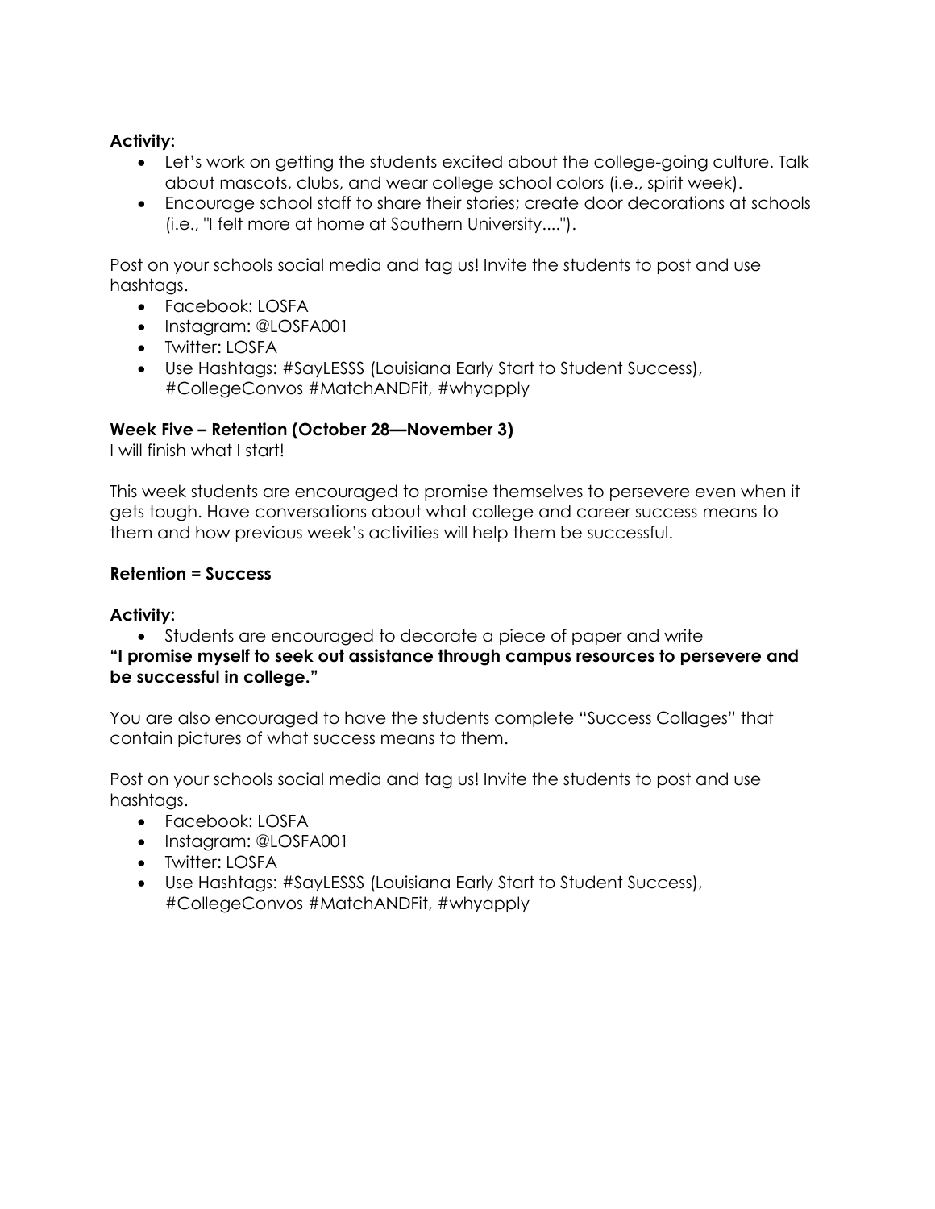**Activity:**

- Let's work on getting the students excited about the college-going culture. Talk about mascots, clubs, and wear college school colors (i.e., spirit week).
- Encourage school staff to share their stories; create door decorations at schools (i.e., "I felt more at home at Southern University....").

Post on your schools social media and tag us! Invite the students to post and use hashtags.

- Facebook: LOSFA
- Instagram: @LOSFA001
- Twitter: LOSFA
- Use Hashtags: #SayLESSS (Louisiana Early Start to Student Success), #CollegeConvos #MatchANDFit, #whyapply

**Week Five – Retention (October 28—November 3)**

I will finish what I start!

This week students are encouraged to promise themselves to persevere even when it gets tough. Have conversations about what college and career success means to them and how previous week's activities will help them be successful.

**Retention = Success**

**Activity:**

- Students are encouraged to decorate a piece of paper and write

**"I promise myself to seek out assistance through campus resources to persevere and be successful in college."**

You are also encouraged to have the students complete "Success Collages" that contain pictures of what success means to them.

Post on your schools social media and tag us! Invite the students to post and use hashtags.

- Facebook: LOSFA
- Instagram: @LOSFA001
- Twitter: LOSFA
- Use Hashtags: #SayLESSS (Louisiana Early Start to Student Success), #CollegeConvos #MatchANDFit, #whyapply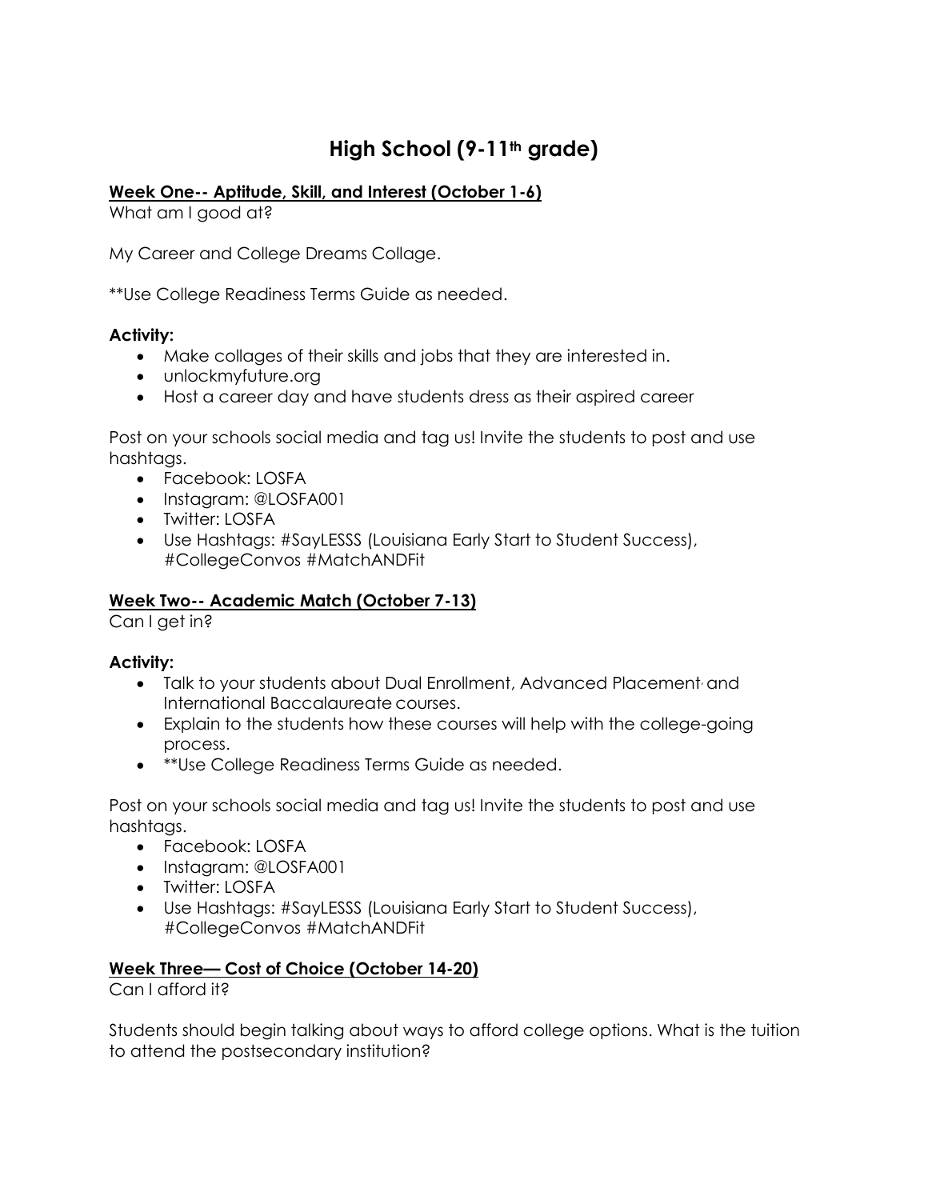# High School (9-11th grade)

**Week One-- Aptitude, Skill, and Interest (October 1-6)**

What am I good at?

My Career and College Dreams Collage.

**Use College Readiness Terms Guide as needed.

**Activity:**

- Make collages of their skills and jobs that they are interested in.
- unlockmyfuture.org
- Host a career day and have students dress as their aspired career

Post on your schools social media and tag us! Invite the students to post and use hashtags.

- Facebook: LOSFA
- Instagram: @LOSFA001
- Twitter: LOSFA
- Use Hashtags: #SayLESSS (Louisiana Early Start to Student Success), #CollegeConvos #MatchANDFit

**Week Two-- Academic Match (October 7-13)**

Can I get in?

**Activity:**

- Talk to your students about Dual Enrollment, Advanced Placement, and International Baccalaureate courses.
- Explain to the students how these courses will help with the college-going process.
- **Use College Readiness Terms Guide as needed.

Post on your schools social media and tag us! Invite the students to post and use hashtags.

- Facebook: LOSFA
- Instagram: @LOSFA001
- Twitter: LOSFA
- Use Hashtags: #SayLESSS (Louisiana Early Start to Student Success), #CollegeConvos #MatchANDFit

**Week Three— Cost of Choice (October 14-20)**

Can I afford it?

Students should begin talking about ways to afford college options. What is the tuition to attend the postsecondary institution?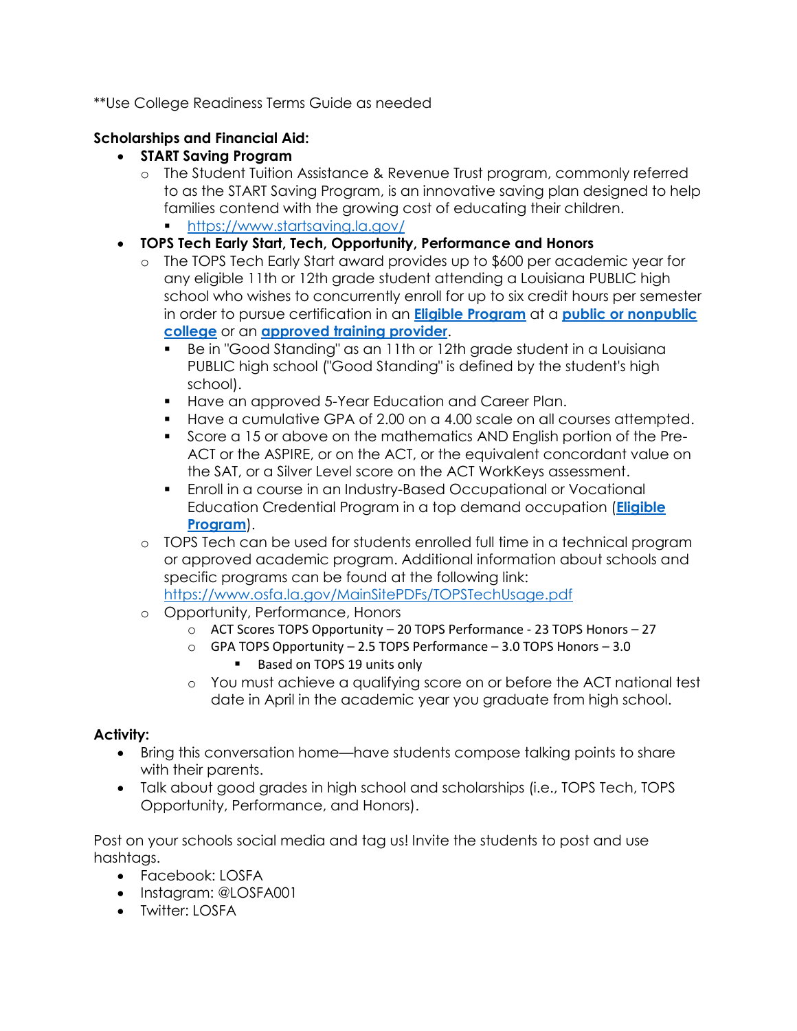**Use College Readiness Terms Guide as needed

**Scholarships and Financial Aid:**

- **START Saving Program**
  - The Student Tuition Assistance & Revenue Trust program, commonly referred to as the START Saving Program, is an innovative saving plan designed to help families contend with the growing cost of educating their children.
    - [https://www.startsaving.la.gov/](https://www.startsaving.la.gov/)
- **TOPS Tech Early Start, Tech, Opportunity, Performance and Honors**
  - The TOPS Tech Early Start award provides up to $600 per academic year for any eligible 11th or 12th grade student attending a Louisiana PUBLIC high school who wishes to concurrently enroll for up to six credit hours per semester in order to pursue certification in an **Eligible Program** at a **public or nonpublic college** or an **approved training provider**.
    - Be in "Good Standing" as an 11th or 12th grade student in a Louisiana PUBLIC high school ("Good Standing" is defined by the student's high school).
    - Have an approved 5-Year Education and Career Plan.
    - Have a cumulative GPA of 2.00 on a 4.00 scale on all courses attempted.
    - Score a 15 or above on the mathematics AND English portion of the Pre-ACT or the ASPIRE, or on the ACT, or the equivalent concordant value on the SAT, or a Silver Level score on the ACT WorkKeys assessment.
    - Enroll in a course in an Industry-Based Occupational or Vocational Education Credential Program in a top demand occupation (**Eligible Program**).
  - TOPS Tech can be used for students enrolled full time in a technical program or approved academic program. Additional information about schools and specific programs can be found at the following link: [https://www.osfa.la.gov/MainSitePDFs/TOPSTechUsage.pdf](https://www.osfa.la.gov/MainSitePDFs/TOPSTechUsage.pdf)
  - Opportunity, Performance, Honors
    - ACT Scores TOPS Opportunity – 20 TOPS Performance - 23 TOPS Honors – 27
    - GPA TOPS Opportunity – 2.5 TOPS Performance – 3.0 TOPS Honors – 3.0
      - Based on TOPS 19 units only
    - You must achieve a qualifying score on or before the ACT national test date in April in the academic year you graduate from high school.

**Activity:**

- Bring this conversation home—have students compose talking points to share with their parents.
- Talk about good grades in high school and scholarships (i.e., TOPS Tech, TOPS Opportunity, Performance, and Honors).

Post on your schools social media and tag us! Invite the students to post and use hashtags.

- Facebook: LOSFA
- Instagram: @LOSFA001
- Twitter: LOSFA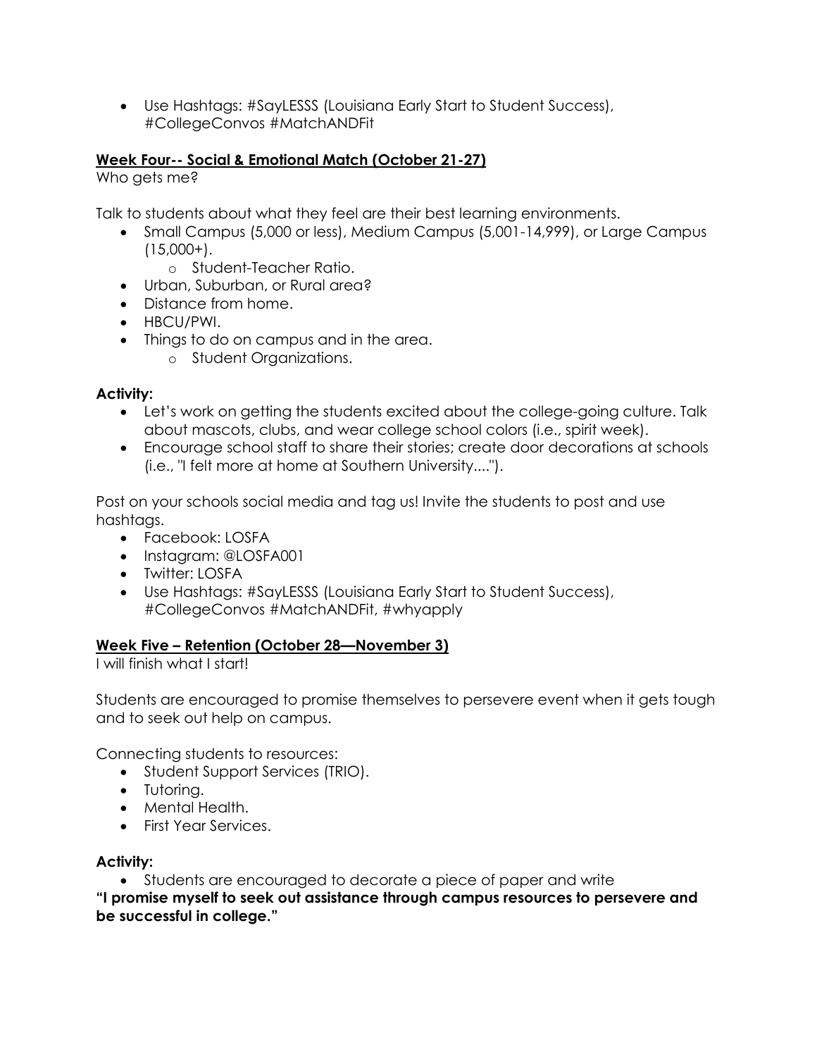- Use Hashtags: #SayLESSS (Louisiana Early Start to Student Success), #CollegeConvos #MatchANDFit

**Week Four-- Social & Emotional Match (October 21-27)**

Who gets me?

Talk to students about what they feel are their best learning environments.

- Small Campus (5,000 or less), Medium Campus (5,001-14,999), or Large Campus (15,000+).
  - Student-Teacher Ratio.
- Urban, Suburban, or Rural area?
- Distance from home.
- HBCU/PWI.
- Things to do on campus and in the area.
  - Student Organizations.

**Activity:**

- Let's work on getting the students excited about the college-going culture. Talk about mascots, clubs, and wear college school colors (i.e., spirit week).
- Encourage school staff to share their stories; create door decorations at schools (i.e., "I felt more at home at Southern University....").

Post on your schools social media and tag us! Invite the students to post and use hashtags.

- Facebook: LOSFA
- Instagram: @LOSFA001
- Twitter: LOSFA
- Use Hashtags: #SayLESSS (Louisiana Early Start to Student Success), #CollegeConvos #MatchANDFit, #whyapply

**Week Five – Retention (October 28—November 3)**

I will finish what I start!

Students are encouraged to promise themselves to persevere event when it gets tough and to seek out help on campus.

Connecting students to resources:

- Student Support Services (TRIO).
- Tutoring.
- Mental Health.
- First Year Services.

**Activity:**

- Students are encouraged to decorate a piece of paper and write

**"I promise myself to seek out assistance through campus resources to persevere and be successful in college."**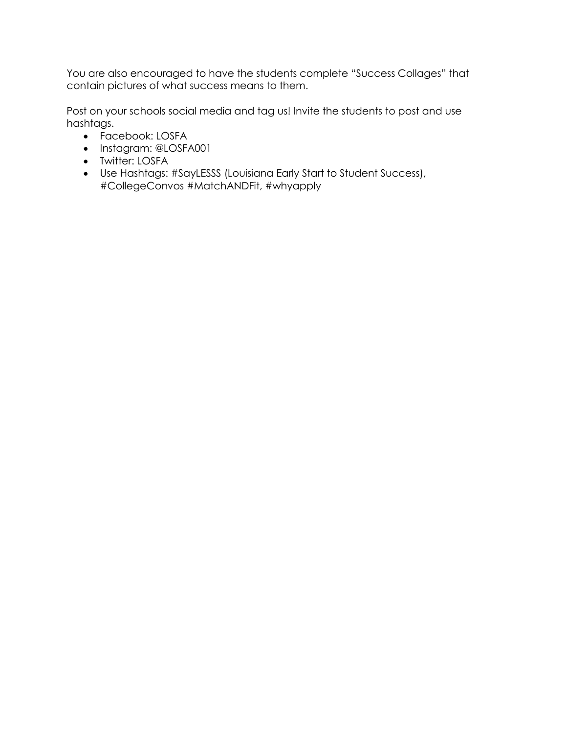You are also encouraged to have the students complete "Success Collages" that contain pictures of what success means to them.

Post on your schools social media and tag us! Invite the students to post and use hashtags.

- Facebook: LOSFA
- Instagram: @LOSFA001
- Twitter: LOSFA
- Use Hashtags: #SayLESSS (Louisiana Early Start to Student Success), #CollegeConvos #MatchANDFit, #whyapply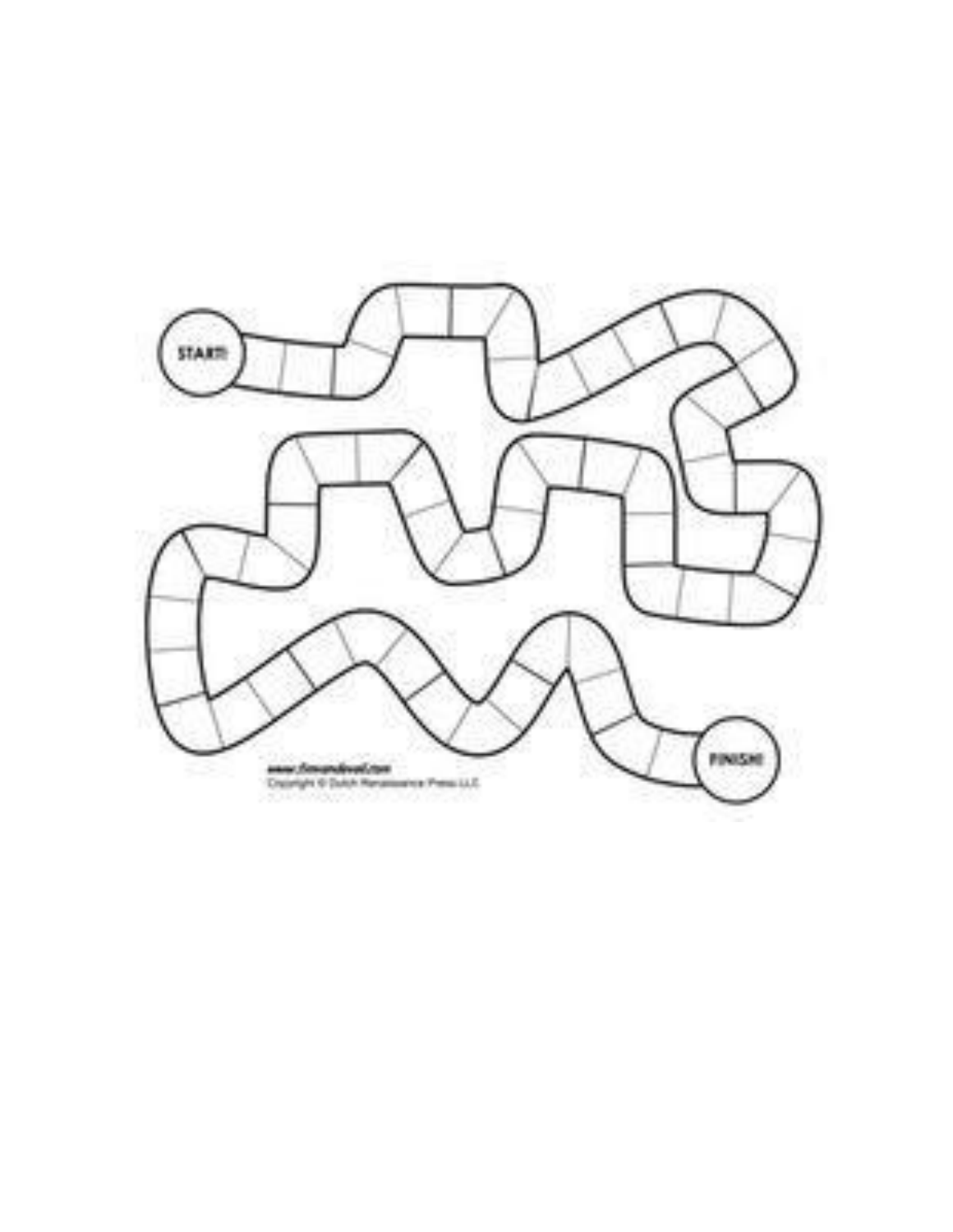START!

FINISH!

www.timvandevall.com
Copyright © Dutch Renaissance Press LLC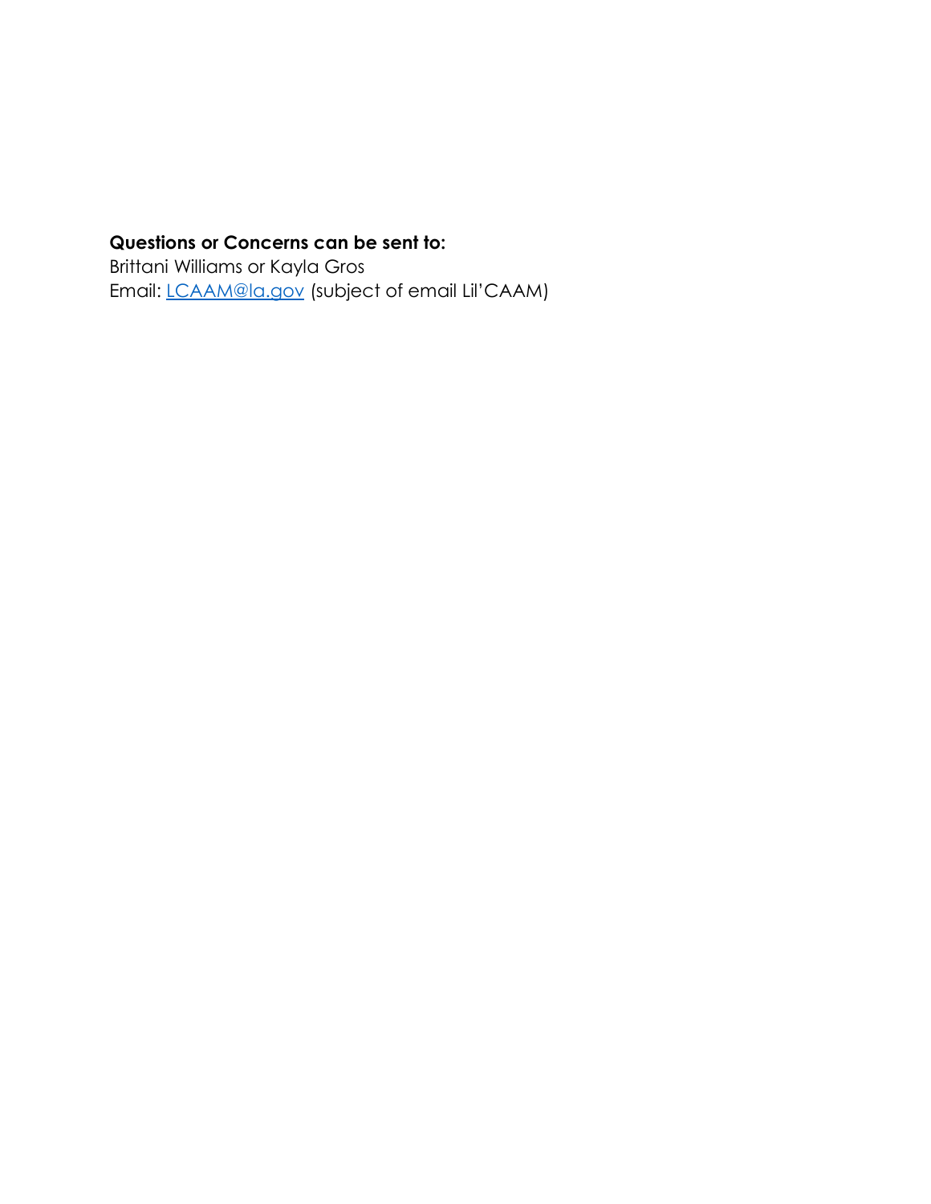**Questions or Concerns can be sent to:**
Brittani Williams or Kayla Gros
Email: LCAAM@la.gov (subject of email Lil'CAAM)